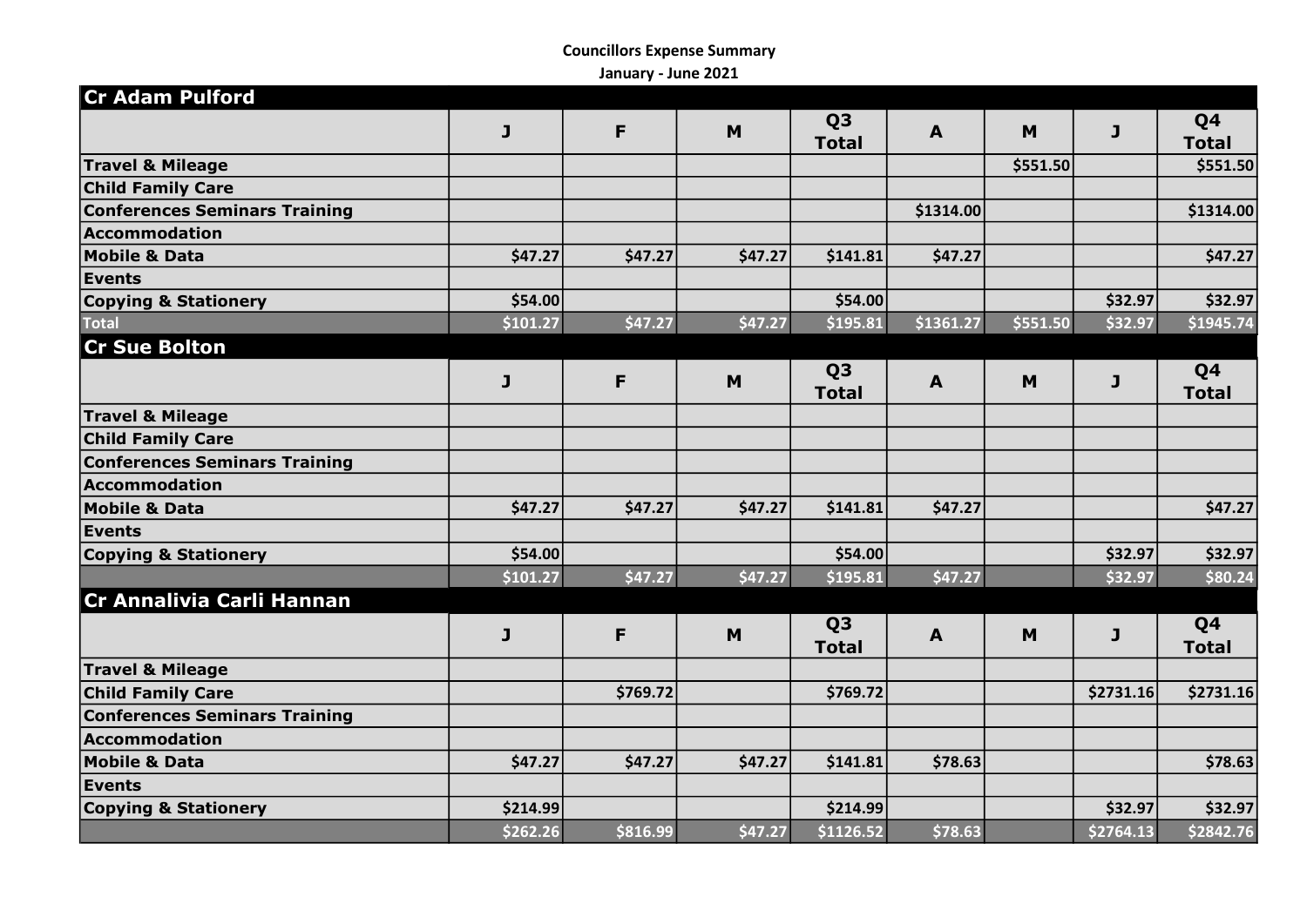Councillors Expense Summary

January - June 2021

## Cr Adam Pulford

| | J | F | M | Q3 Total | A | M | J | Q4 Total |
|---|---|---|---|---|---|---|---|---|
| **Travel & Mileage** | | | | | | $551.50 | | $551.50 |
| **Child Family Care** | | | | | | | | |
| **Conferences Seminars Training** | | | | | $1314.00 | | | $1314.00 |
| **Accommodation** | | | | | | | | |
| **Mobile & Data** | $47.27 | $47.27 | $47.27 | $141.81 | $47.27 | | | $47.27 |
| **Events** | | | | | | | | |
| **Copying & Stationery** | $54.00 | | | $54.00 | | | $32.97 | $32.97 |
| **Total** | $101.27 | $47.27 | $47.27 | $195.81 | $1361.27 | $551.50 | $32.97 | $1945.74 |

## Cr Sue Bolton

| | J | F | M | Q3 Total | A | M | J | Q4 Total |
|---|---|---|---|---|---|---|---|---|
| **Travel & Mileage** | | | | | | | | |
| **Child Family Care** | | | | | | | | |
| **Conferences Seminars Training** | | | | | | | | |
| **Accommodation** | | | | | | | | |
| **Mobile & Data** | $47.27 | $47.27 | $47.27 | $141.81 | $47.27 | | | $47.27 |
| **Events** | | | | | | | | |
| **Copying & Stationery** | $54.00 | | | $54.00 | | | $32.97 | $32.97 |
| | $101.27 | $47.27 | $47.27 | $195.81 | $47.27 | | $32.97 | $80.24 |

## Cr Annalivia Carli Hannan

| | J | F | M | Q3 Total | A | M | J | Q4 Total |
|---|---|---|---|---|---|---|---|---|
| **Travel & Mileage** | | | | | | | | |
| **Child Family Care** | | $769.72 | | $769.72 | | | $2731.16 | $2731.16 |
| **Conferences Seminars Training** | | | | | | | | |
| **Accommodation** | | | | | | | | |
| **Mobile & Data** | $47.27 | $47.27 | $47.27 | $141.81 | $78.63 | | | $78.63 |
| **Events** | | | | | | | | |
| **Copying & Stationery** | $214.99 | | | $214.99 | | | $32.97 | $32.97 |
| | $262.26 | $816.99 | $47.27 | $1126.52 | $78.63 | | $2764.13 | $2842.76 |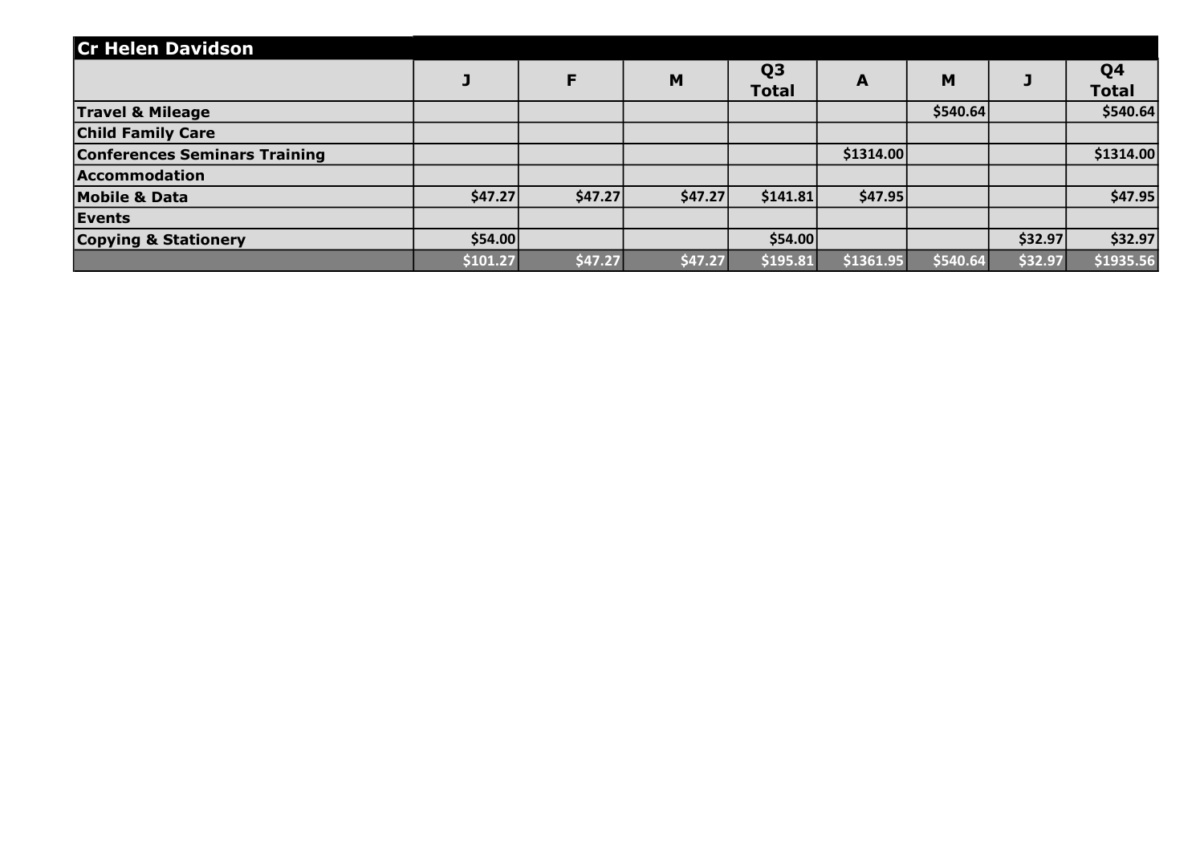| Cr Helen Davidson | | | | | | | | |
|---|---|---|---|---|---|---|---|---|
| | **J** | **F** | **M** | **Q3 Total** | **A** | **M** | **J** | **Q4 Total** |
| **Travel & Mileage** | | | | | | $540.64 | | $540.64 |
| **Child Family Care** | | | | | | | | |
| **Conferences Seminars Training** | | | | | $1314.00 | | | $1314.00 |
| **Accommodation** | | | | | | | | |
| **Mobile & Data** | $47.27 | $47.27 | $47.27 | $141.81 | $47.95 | | | $47.95 |
| **Events** | | | | | | | | |
| **Copying & Stationery** | $54.00 | | | $54.00 | | | $32.97 | $32.97 |
| | $101.27 | $47.27 | $47.27 | $195.81 | $1361.95 | $540.64 | $32.97 | $1935.56 |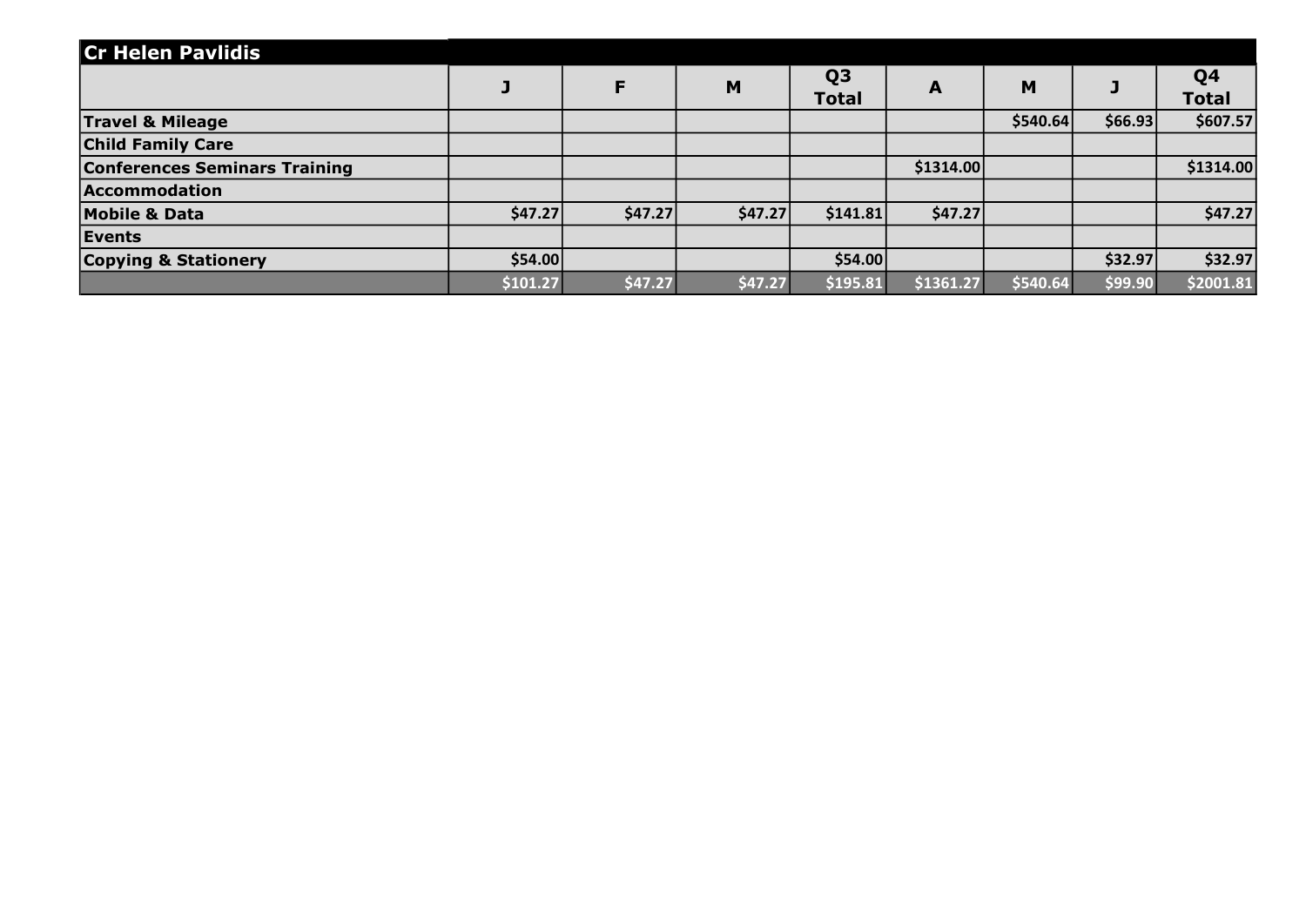| Cr Helen Pavlidis | | | | | | | | |
|---|---|---|---|---|---|---|---|---|
| | J | F | M | Q3 Total | A | M | J | Q4 Total |
| Travel & Mileage | | | | | | $540.64 | $66.93 | $607.57 |
| Child Family Care | | | | | | | | |
| Conferences Seminars Training | | | | | $1314.00 | | | $1314.00 |
| Accommodation | | | | | | | | |
| Mobile & Data | $47.27 | $47.27 | $47.27 | $141.81 | $47.27 | | | $47.27 |
| Events | | | | | | | | |
| Copying & Stationery | $54.00 | | | $54.00 | | | $32.97 | $32.97 |
| | $101.27 | $47.27 | $47.27 | $195.81 | $1361.27 | $540.64 | $99.90 | $2001.81 |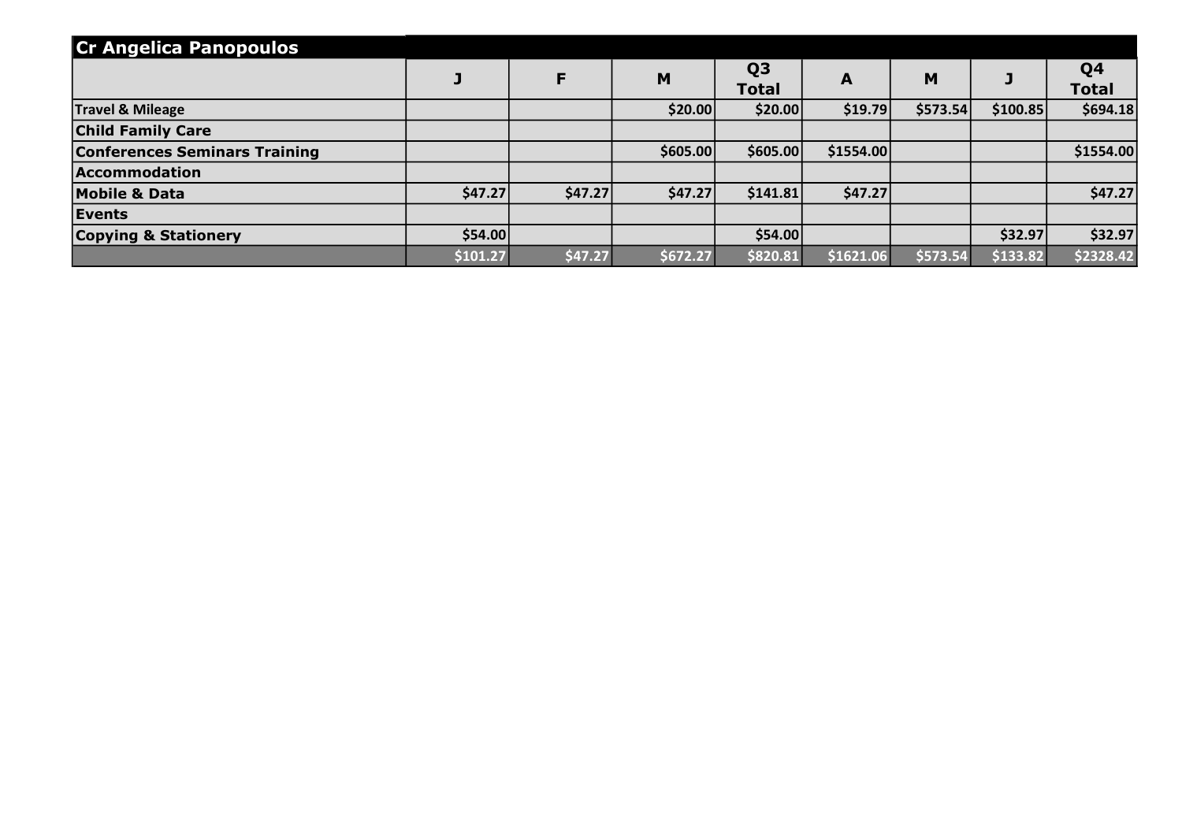| Cr Angelica Panopoulos | | | | | | | | |
|---|---|---|---|---|---|---|---|---|
| | J | F | M | Q3 Total | A | M | J | Q4 Total |
| Travel & Mileage | | | $20.00 | $20.00 | $19.79 | $573.54 | $100.85 | $694.18 |
| Child Family Care | | | | | | | | |
| Conferences Seminars Training | | | $605.00 | $605.00 | $1554.00 | | | $1554.00 |
| Accommodation | | | | | | | | |
| Mobile & Data | $47.27 | $47.27 | $47.27 | $141.81 | $47.27 | | | $47.27 |
| Events | | | | | | | | |
| Copying & Stationery | $54.00 | | | $54.00 | | | $32.97 | $32.97 |
| | $101.27 | $47.27 | $672.27 | $820.81 | $1621.06 | $573.54 | $133.82 | $2328.42 |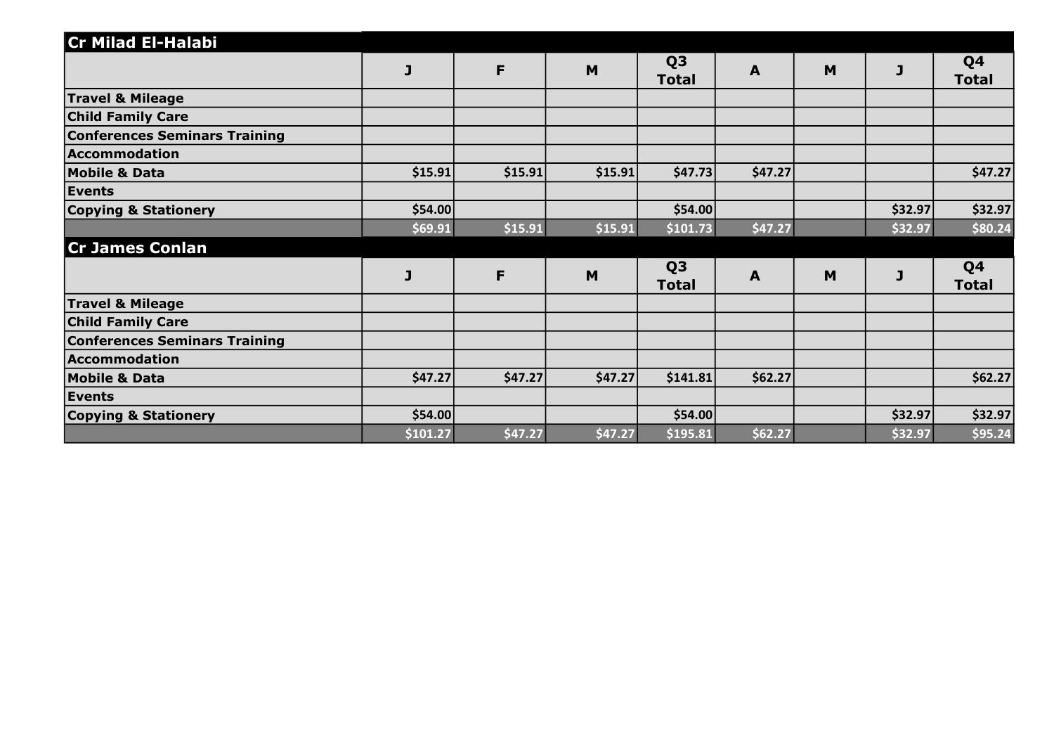## Cr Milad El-Halabi

| | J | F | M | Q3 Total | A | M | J | Q4 Total |
|---|---|---|---|---|---|---|---|---|
| **Travel & Mileage** | | | | | | | | |
| **Child Family Care** | | | | | | | | |
| **Conferences Seminars Training** | | | | | | | | |
| **Accommodation** | | | | | | | | |
| **Mobile & Data** | $15.91 | $15.91 | $15.91 | $47.73 | $47.27 | | | $47.27 |
| **Events** | | | | | | | | |
| **Copying & Stationery** | $54.00 | | | $54.00 | | | $32.97 | $32.97 |
| | $69.91 | $15.91 | $15.91 | $101.73 | $47.27 | | $32.97 | $80.24 |

## Cr James Conlan

| | J | F | M | Q3 Total | A | M | J | Q4 Total |
|---|---|---|---|---|---|---|---|---|
| **Travel & Mileage** | | | | | | | | |
| **Child Family Care** | | | | | | | | |
| **Conferences Seminars Training** | | | | | | | | |
| **Accommodation** | | | | | | | | |
| **Mobile & Data** | $47.27 | $47.27 | $47.27 | $141.81 | $62.27 | | | $62.27 |
| **Events** | | | | | | | | |
| **Copying & Stationery** | $54.00 | | | $54.00 | | | $32.97 | $32.97 |
| | $101.27 | $47.27 | $47.27 | $195.81 | $62.27 | | $32.97 | $95.24 |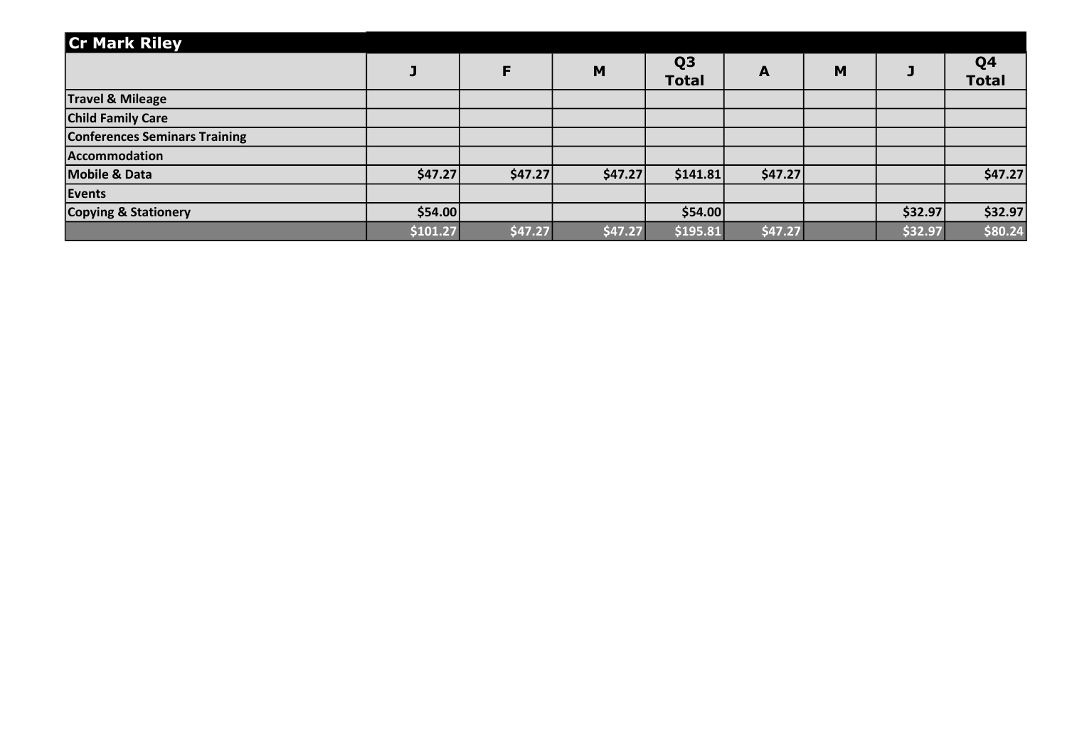## Cr Mark Riley

| | J | F | M | Q3 Total | A | M | J | Q4 Total |
|---|---|---|---|---|---|---|---|---|
| **Travel & Mileage** | | | | | | | | |
| **Child Family Care** | | | | | | | | |
| **Conferences Seminars Training** | | | | | | | | |
| **Accommodation** | | | | | | | | |
| **Mobile & Data** | $47.27 | $47.27 | $47.27 | $141.81 | $47.27 | | | $47.27 |
| **Events** | | | | | | | | |
| **Copying & Stationery** | $54.00 | | | $54.00 | | | $32.97 | $32.97 |
| | $101.27 | $47.27 | $47.27 | $195.81 | $47.27 | | $32.97 | $80.24 |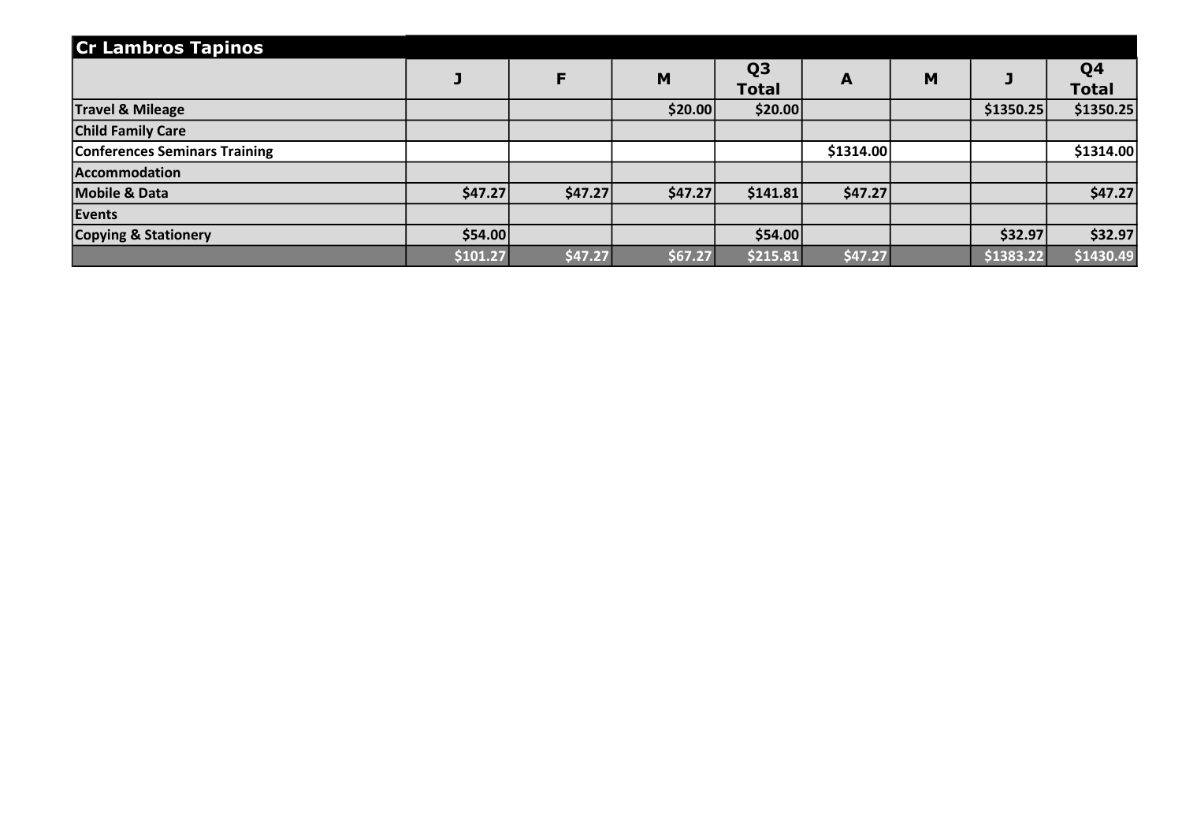## Cr Lambros Tapinos

| | J | F | M | Q3 Total | A | M | J | Q4 Total |
|---|---|---|---|---|---|---|---|---|
| **Travel & Mileage** | | | $20.00 | $20.00 | | | $1350.25 | $1350.25 |
| **Child Family Care** | | | | | | | | |
| **Conferences Seminars Training** | | | | | $1314.00 | | | $1314.00 |
| **Accommodation** | | | | | | | | |
| **Mobile & Data** | $47.27 | $47.27 | $47.27 | $141.81 | $47.27 | | | $47.27 |
| **Events** | | | | | | | | |
| **Copying & Stationery** | $54.00 | | | $54.00 | | | $32.97 | $32.97 |
| | $101.27 | $47.27 | $67.27 | $215.81 | $47.27 | | $1383.22 | $1430.49 |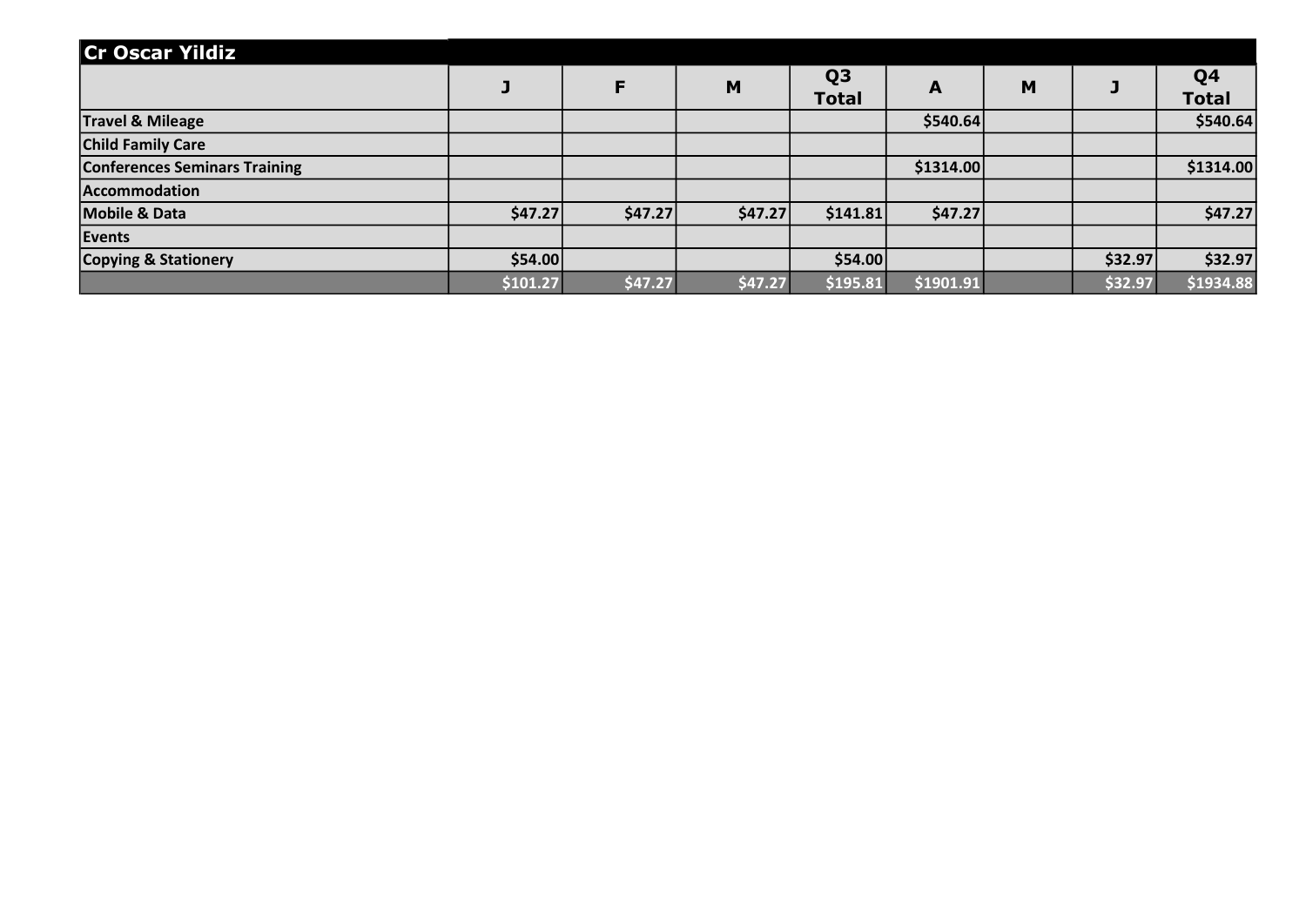| Cr Oscar Yildiz | | | | | | | | |
|---|---|---|---|---|---|---|---|---|
| | J | F | M | Q3 Total | A | M | J | Q4 Total |
| Travel & Mileage | | | | | $540.64 | | | $540.64 |
| Child Family Care | | | | | | | | |
| Conferences Seminars Training | | | | | $1314.00 | | | $1314.00 |
| Accommodation | | | | | | | | |
| Mobile & Data | $47.27 | $47.27 | $47.27 | $141.81 | $47.27 | | | $47.27 |
| Events | | | | | | | | |
| Copying & Stationery | $54.00 | | | $54.00 | | | $32.97 | $32.97 |
| | $101.27 | $47.27 | $47.27 | $195.81 | $1901.91 | | $32.97 | $1934.88 |